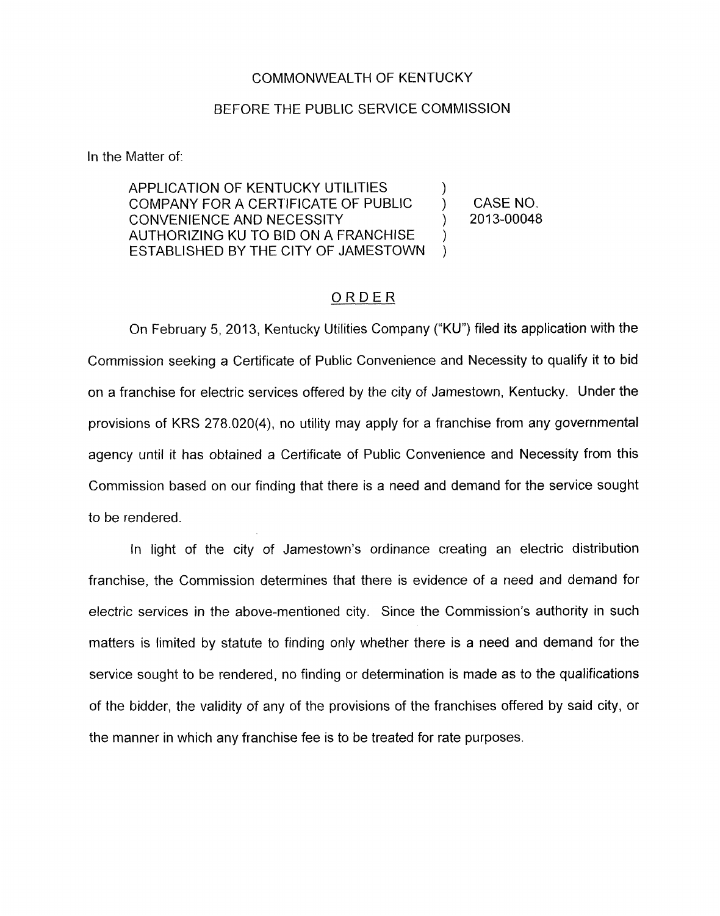COMMONWEALTH OF KENTUCKY

BEFORE THE PUBLIC SERVICE COMMISSION

In the Matter of:

| | | |
|---|---|---|
| APPLICATION OF KENTUCKY UTILITIES COMPANY FOR A CERTIFICATE OF PUBLIC CONVENIENCE AND NECESSITY AUTHORIZING KU TO BID ON A FRANCHISE ESTABLISHED BY THE CITY OF JAMESTOWN | ) | CASE NO. 2013-00048 |

## ORDER

On February 5, 2013, Kentucky Utilities Company ("KU") filed its application with the Commission seeking a Certificate of Public Convenience and Necessity to qualify it to bid on a franchise for electric services offered by the city of Jamestown, Kentucky. Under the provisions of KRS 278.020(4), no utility may apply for a franchise from any governmental agency until it has obtained a Certificate of Public Convenience and Necessity from this Commission based on our finding that there is a need and demand for the service sought to be rendered.

In light of the city of Jamestown's ordinance creating an electric distribution franchise, the Commission determines that there is evidence of a need and demand for electric services in the above-mentioned city. Since the Commission's authority in such matters is limited by statute to finding only whether there is a need and demand for the service sought to be rendered, no finding or determination is made as to the qualifications of the bidder, the validity of any of the provisions of the franchises offered by said city, or the manner in which any franchise fee is to be treated for rate purposes.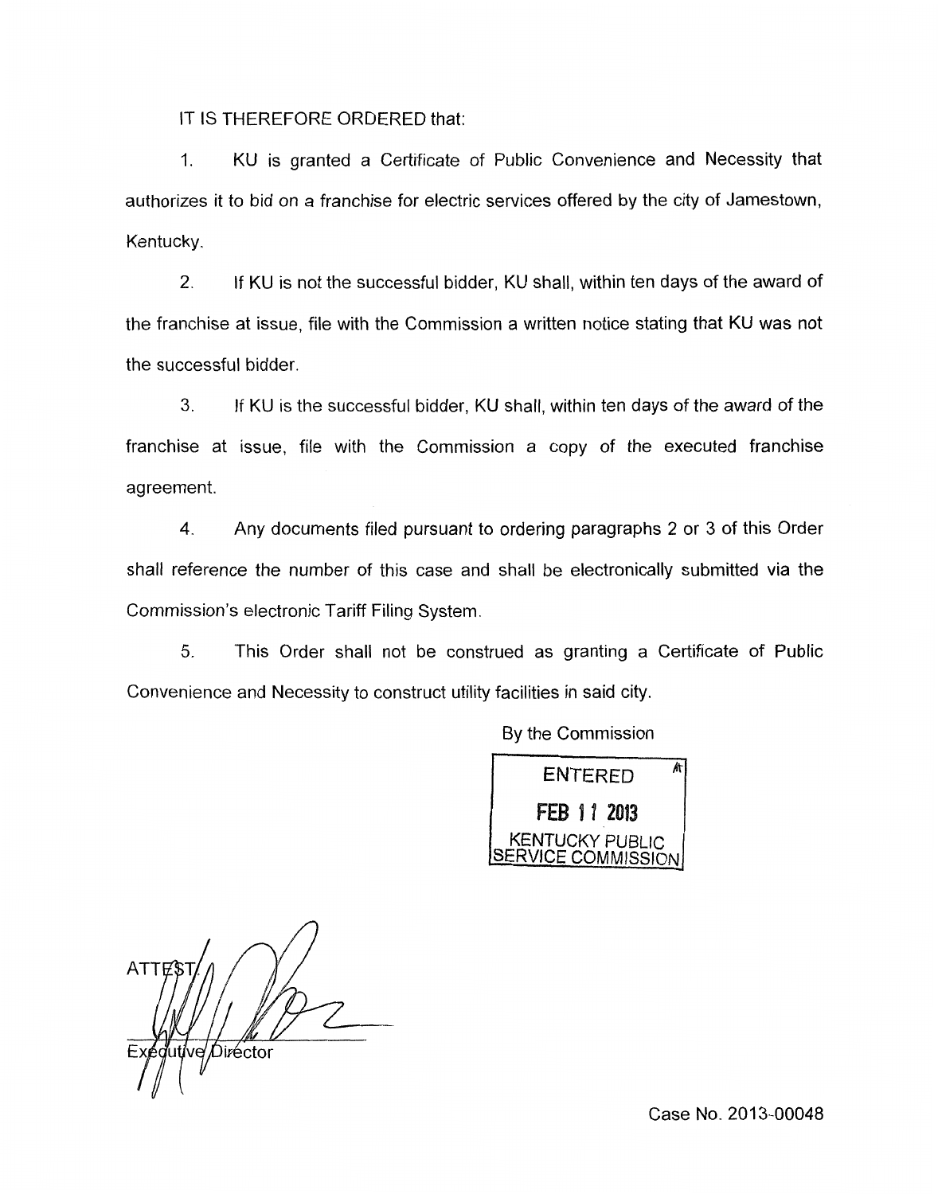IT IS THEREFORE ORDERED that:

1. KU is granted a Certificate of Public Convenience and Necessity that authorizes it to bid on a franchise for electric services offered by the city of Jamestown, Kentucky.

2. If KU is not the successful bidder, KU shall, within ten days of the award of the franchise at issue, file with the Commission a written notice stating that KU was not the successful bidder.

3. If KU is the successful bidder, KU shall, within ten days of the award of the franchise at issue, file with the Commission a copy of the executed franchise agreement.

4. Any documents filed pursuant to ordering paragraphs 2 or 3 of this Order shall reference the number of this case and shall be electronically submitted via the Commission's electronic Tariff Filing System.

5. This Order shall not be construed as granting a Certificate of Public Convenience and Necessity to construct utility facilities in said city.

By the Commission

ENTERED
FEB 11 2013
KENTUCKY PUBLIC SERVICE COMMISSION

ATTEST:

Executive Director

Case No. 2013-00048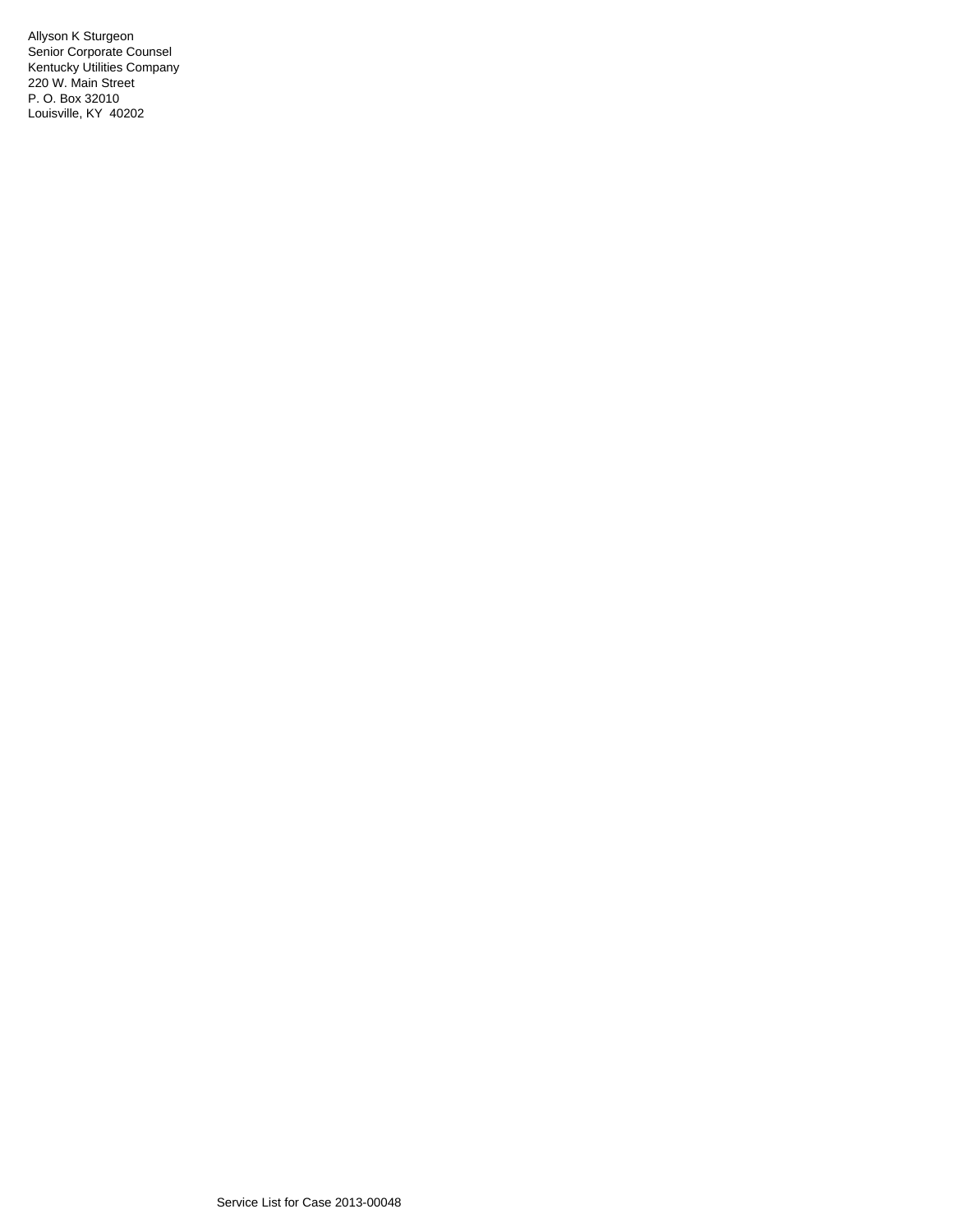Allyson K Sturgeon
Senior Corporate Counsel
Kentucky Utilities Company
220 W. Main Street
P. O. Box 32010
Louisville, KY  40202